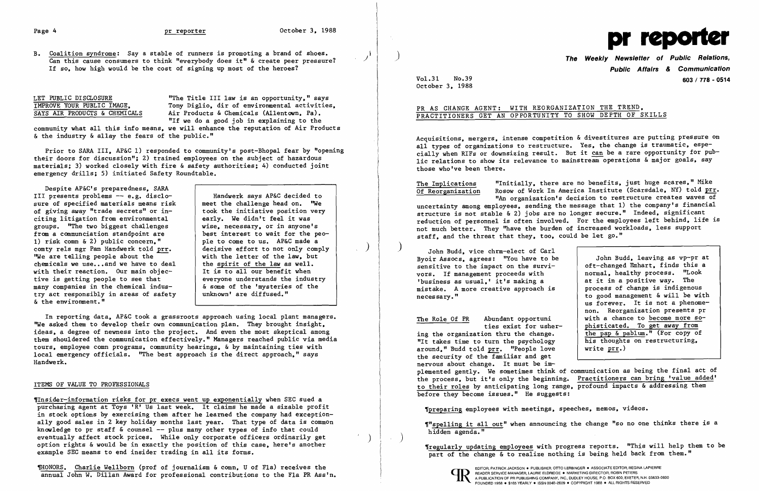B. Coalition syndrome: Say a stable of runners is promoting a brand of shoes. Can this cause consumers to think "everybody does it" & create peer pressure? If so, how high would be the cost of signing up most of the heroes?

## LET PUBLIC DISCLOSURE IMPROVE YOUR PUBLIC IMAGE, SAYS AIR PRODUCTS & CHEMICALS

"The Title III law is an opportunity," says Tony Diglio, dir of environmental activities, Air Products & Chemicals (Allentown, Pa). "If we do a good job in explaining to the community what all this info means, we will enhance the reputation of Air Products & the industry & allay the fears of the public."

Prior to SARA III, AP&C 1) responded to community's post-Bhopal fear by "opening their doors for discussion"; 2) trained employees on the subject of hazardous materials; 3) worked closely with fire & safety authorities; 4) conducted joint emergency drills; 5) initiated Safety Roundtable.

Despite AP&C's preparedness, SARA III presents problems -- e.g. disclosure of specified materials means risk of giving away "trade secrets" or inciting litigation from environmental groups. "The two biggest challenges from a communciation standpoint are 1) risk comn & 2) public concern," comty rels mgr Pam Handwerk told prr. "We are telling people about the chemicals we use...and we have to deal with their reaction. Our main objective is getting people to see that many companies in the chemical industry act responsibly in areas of safety & the environment."

> Handwerk says AP&C decided to meet the challenge head on. "We took the initiative position very early. We didn't feel it was wise, necessary, or in anyone's best interest to wait for the people to come to us. AP&C made a decisive effort to not only comply with the letter of the law, but the spirit of the law as well. It is to all our benefit when everyone understands the industry & some of the 'mysteries of the unknown' are diffused."

In reporting data, AP&C took a grassroots approach using local plant managers. "We asked them to develop their own communication plan. They brought insight, ideas, a degree of newness into the project. And even the most skeptical among them shouldered the communication effectively." Managers reached public via media tours, employee comn programs, community hearings, & by maintaining ties with local emergency officials. "The best approach is the direct approach," says Handwerk.

## ITEMS OF VALUE TO PROFESSIONALS

¶Insider-information risks for pr execs went up exponentially when SEC sued a purchasing agent at Toys 'R' Us last week. It claims he made a sizable profit in stock options by exercising them after he learned the company had exceptionally good sales in 2 key holiday months last year. That type of data is common knowledge to pr staff & counsel -- plus many other types of info that could eventually affect stock prices. While only corporate officers ordinarily get option rights & would be in exactly the position of this case, here's another example SEC means to end insider trading in all its forms.

¶HONORS. Charlie Wellborn (prof of journalism & comn, U of Fla) receives the annual John W. Dillan Award for professional contributions to the Fla PR Ass'n.

# pr reporter

**The Weekly Newsletter of Public Relations, Public Affairs & Communication**

603 / 778 - 0514

Vol.31 No.39
October 3, 1988

## PR AS CHANGE AGENT: WITH REORGANIZATION THE TREND, PRACTITIONERS GET AN OPPORTUNITY TO SHOW DEPTH OF SKILLS

Acquisitions, mergers, intense competition & divestitures are putting pressure on all types of organizations to restructure. Yes, the change is traumatic, especially when RIFs or downsizing result. But it can be a rare opportunity for public relations to show its relevance to mainstream operations & major goals, say those who've been there.

**The Implications Of Reorganization** "Initially, there are no benefits, just huge scares," Mike Rosow of Work In America Institute (Scarsdale, NY) told prr. "An organization's decision to restructure creates waves of uncertainty among employees, sending the message that 1) the company's financial structure is not stable & 2) jobs are no longer secure." Indeed, significant reduction of personnel is often involved. For the employees left behind, life is not much better. They "have the burden of increased workloads, less support staff, and the threat that they, too, could be let go."

John Budd, vice chrm-elect of Carl Byoir Assocs, agrees: "You have to be sensitive to the impact on the survivors. If management proceeds with 'business as usual,' it's making a mistake. A more creative approach is necessary."

> John Budd, leaving as vp-pr at oft-changed Emhart, finds this a normal, healthy process. "Look at it in a positive way. The process of change is indigenous to good management & will be with us forever. It is not a phenomenon. Reorganization presents pr with a chance to become more sophisticated. To get away from the pap & pablum." (For copy of his thoughts on restructuring, write prr.)

**The Role Of PR** Abundant opportunities exist for ushering the organization thru the change. "It takes time to turn the psychology around," Budd told prr. "People love the security of the familiar and get nervous about change. It must be implemented gently. We sometimes think of communication as being the final act of the process, but it's only the beginning. Practitioners can bring 'value added' to their roles by anticipating long range, profound impacts & addressing them before they become issues." He suggests:

¶preparing employees with meetings, speeches, memos, videos.

¶"spelling it all out" when announcing the change "so no one thinks there is a hidden agenda."

¶regularly updating employees with progress reports. "This will help them to be part of the change & to realize nothing is being held back from them."

EDITOR, PATRICK JACKSON • PUBLISHER, OTTO LERBINGER • ASSOCIATE EDITOR, REGINA LAPIERRE
READER SERVICE MANAGER, LAURIE ELDRIDGE • MARKETING DIRECTOR, ROBIN PETERS
A PUBLICATION OF PR PUBLISHING COMPANY, INC., DUDLEY HOUSE, P.O. BOX 600, EXETER, N.H. 03833-0600
FOUNDED 1958 • $165 YEARLY • ISSN 0048-2609 • COPYRIGHT 1988 • ALL RIGHTS RESERVED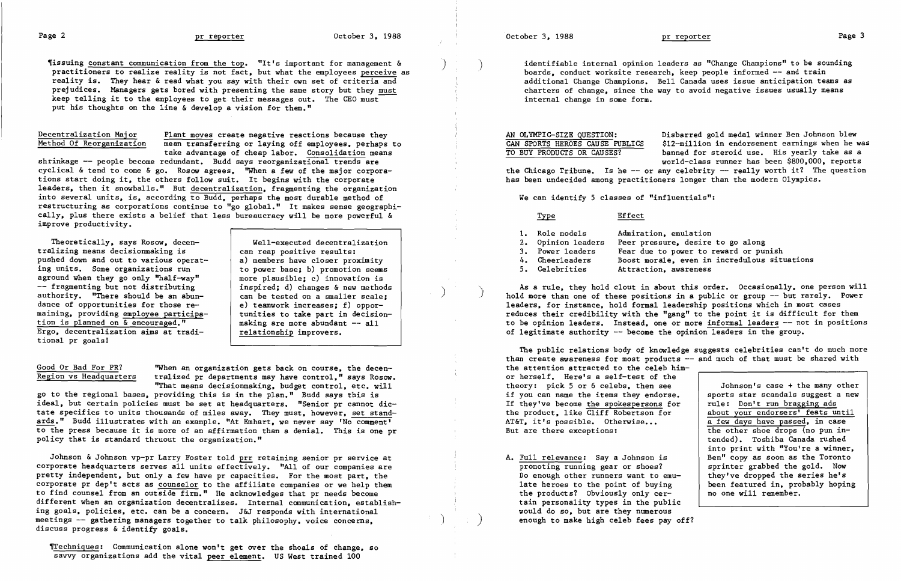¶Issuing constant communication from the top. "It's important for management & practitioners to realize reality is not fact, but what the employees perceive as reality is. They hear & read what you say with their own set of criteria and prejudices. Managers gets bored with presenting the same story but they must keep telling it to the employees to get their messages out. The CEO must put his thoughts on the line & develop a vision for them."

**Decentralization Major Method Of Reorganization** Plant moves create negative reactions because they mean transferring or laying off employees, perhaps to take advantage of cheap labor. Consolidation means shrinkage -- people become redundant. Budd says reorganizational trends are cyclical & tend to come & go. Rosow agrees. "When a few of the major corporations start doing it, the others follow suit. It begins with the corporate leaders, then it snowballs." But decentralization, fragmenting the organization into several units, is, according to Budd, perhaps the most durable method of restructuring as corporations continue to "go global." It makes sense geographically, plus there exists a belief that less bureaucracy will be more powerful & improve productivity.

Theoretically, says Rosow, decentralizing means decisionmaking is pushed down and out to various operating units. Some organizations run aground when they go only "half-way" -- fragmenting but not distributing authority. "There should be an abundance of opportunities for those remaining, providing employee participation is planned on & encouraged." Ergo, decentralization aims at traditional pr goals!

> Well-executed decentralization can reap positive results: a) members have closer proximity to power base; b) promotion seems more plausible; c) innovation is inspired; d) changes & new methods can be tested on a smaller scale; e) teamwork increases; f) opportunities to take part in decisionmaking are more abundant -- all relationship improvers.

**Good Or Bad For PR? Region vs Headquarters** "When an organization gets back on course, the decentralized pr departments may have control," says Rosow. "That means decisionmaking, budget control, etc. will go to the regional bases, providing this is in the plan." Budd says this is ideal, but certain policies must be set at headquarters. "Senior pr cannot dictate specifics to units thousands of miles away. They must, however, set standards." Budd illustrates with an example. "At Emhart, we never say 'No comment' to the press because it is more of an affirmation than a denial. This is one pr policy that is standard thruout the organization."

Johnson & Johnson vp-pr Larry Foster told prr retaining senior pr service at corporate headquarters serves all units effectively. "All of our companies are pretty independent, but only a few have pr capacities. For the most part, the corporate pr dep't acts as counselor to the affiliate companies or we help them to find counsel from an outside firm." He acknowledges that pr needs become different when an organization decentralizes. Internal communication, establishing goals, policies, etc. can be a concern. J&J responds with international meetings -- gathering managers together to talk philosophy, voice concerns, discuss progress & identify goals.

¶Techniques: Communication alone won't get over the shoals of change, so savvy organizations add the vital peer element. US West trained 100 identifiable internal opinion leaders as "Change Champions" to be sounding boards, conduct worksite research, keep people informed -- and train additional Change Champions. Bell Canada uses issue anticipation teams as charters of change, since the way to avoid negative issues usually means internal change in some form.

**AN OLYMPIC-SIZE QUESTION: CAN SPORTS HEROES CAUSE PUBLICS TO BUY PRODUCTS OR CAUSES?** Disbarred gold medal winner Ben Johnson blew \$12-million in endorsement earnings when he was banned for steroid use. His yearly take as a world-class runner has been \$800,000, reports the Chicago Tribune. Is he -- or any celebrity -- really worth it? The question has been undecided among practitioners longer than the modern Olympics.

We can identify 5 classes of "influentials":

| Type | Effect |
|---|---|
| 1. Role models | Admiration, emulation |
| 2. Opinion leaders | Peer pressure, desire to go along |
| 3. Power leaders | Fear due to power to reward or punish |
| 4. Cheerleaders | Boost morale, even in incredulous situations |
| 5. Celebrities | Attraction, awareness |

As a rule, they hold clout in about this order. Occasionally, one person will hold more than one of these positions in a public or group -- but rarely. Power leaders, for instance, hold formal leadership positions which in most cases reduces their credibility with the "gang" to the point it is difficult for them to be opinion leaders. Instead, one or more informal leaders -- not in positions of legitimate authority -- become the opinion leaders in the group.

The public relations body of knowledge suggests celebrities can't do much more than create awareness for most products -- and much of that must be shared with the attention attracted to the celeb him- or herself. Here's a self-test of the theory: pick 5 or 6 celebs, then see if you can name the items they endorse. If they've become the spokespersons for the product, like Cliff Robertson for AT&T, it's possible. Otherwise... But are there exceptions:

A. Full relevance: Say a Johnson is promoting running gear or shoes? Do enough other runners want to emulate heroes to the point of buying the products? Obviously only certain personality types in the public would do so, but are they numerous enough to make high celeb fees pay off?

> Johnson's case + the many other sports star scandals suggest a new rule: Don't run bragging ads about your endorsers' feats until a few days have passed, in case the other shoe drops (no pun intended). Toshiba Canada rushed into print with "You're a winner, Ben" copy as soon as the Toronto sprinter grabbed the gold. Now they've dropped the series he's been featured in, probably hoping no one will remember.